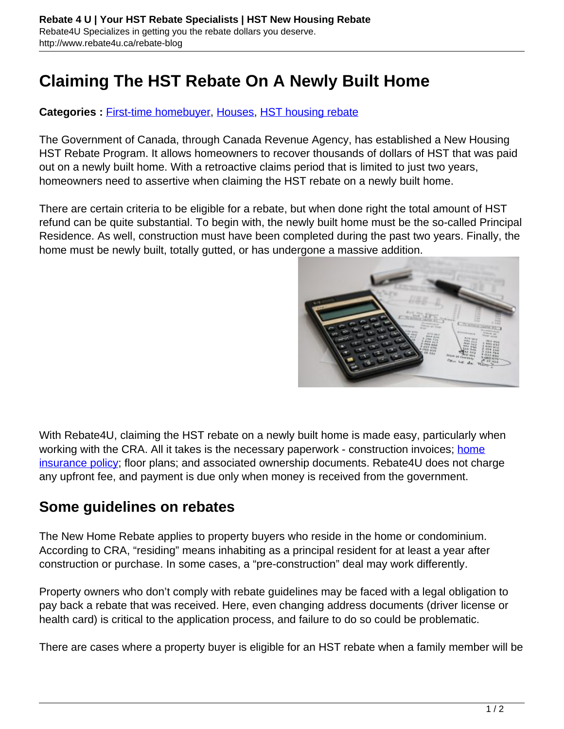# Claiming The HST Rebate On A Newly Built Home

**Categories :** [First-time homebuyer](), [Houses](), [HST housing rebate]()

The Government of Canada, through Canada Revenue Agency, has established a New Housing HST Rebate Program. It allows homeowners to recover thousands of dollars of HST that was paid out on a newly built home. With a retroactive claims period that is limited to just two years, homeowners need to assertive when claiming the HST rebate on a newly built home.

There are certain criteria to be eligible for a rebate, but when done right the total amount of HST refund can be quite substantial. To begin with, the newly built home must be the so-called Principal Residence. As well, construction must have been completed during the past two years. Finally, the home must be newly built, totally gutted, or has undergone a massive addition.

With Rebate4U, claiming the HST rebate on a newly built home is made easy, particularly when working with the CRA. All it takes is the necessary paperwork - construction invoices; [home insurance policy](); floor plans; and associated ownership documents. Rebate4U does not charge any upfront fee, and payment is due only when money is received from the government.

## Some guidelines on rebates

The New Home Rebate applies to property buyers who reside in the home or condominium. According to CRA, "residing" means inhabiting as a principal resident for at least a year after construction or purchase. In some cases, a "pre-construction" deal may work differently.

Property owners who don't comply with rebate guidelines may be faced with a legal obligation to pay back a rebate that was received. Here, even changing address documents (driver license or health card) is critical to the application process, and failure to do so could be problematic.

There are cases where a property buyer is eligible for an HST rebate when a family member will be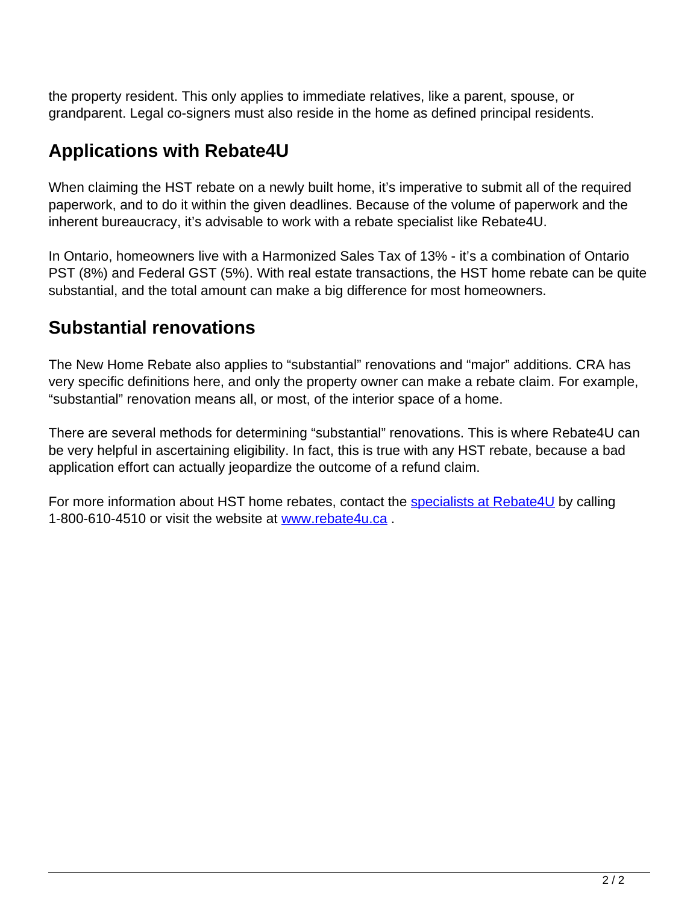the property resident. This only applies to immediate relatives, like a parent, spouse, or grandparent. Legal co-signers must also reside in the home as defined principal residents.

## Applications with Rebate4U

When claiming the HST rebate on a newly built home, it's imperative to submit all of the required paperwork, and to do it within the given deadlines. Because of the volume of paperwork and the inherent bureaucracy, it's advisable to work with a rebate specialist like Rebate4U.

In Ontario, homeowners live with a Harmonized Sales Tax of 13% - it's a combination of Ontario PST (8%) and Federal GST (5%). With real estate transactions, the HST home rebate can be quite substantial, and the total amount can make a big difference for most homeowners.

## Substantial renovations

The New Home Rebate also applies to "substantial" renovations and "major" additions. CRA has very specific definitions here, and only the property owner can make a rebate claim. For example, "substantial" renovation means all, or most, of the interior space of a home.

There are several methods for determining "substantial" renovations. This is where Rebate4U can be very helpful in ascertaining eligibility. In fact, this is true with any HST rebate, because a bad application effort can actually jeopardize the outcome of a refund claim.

For more information about HST home rebates, contact the [specialists at Rebate4U](http://www.rebate4u.ca) by calling 1-800-610-4510 or visit the website at [www.rebate4u.ca](http://www.rebate4u.ca) .